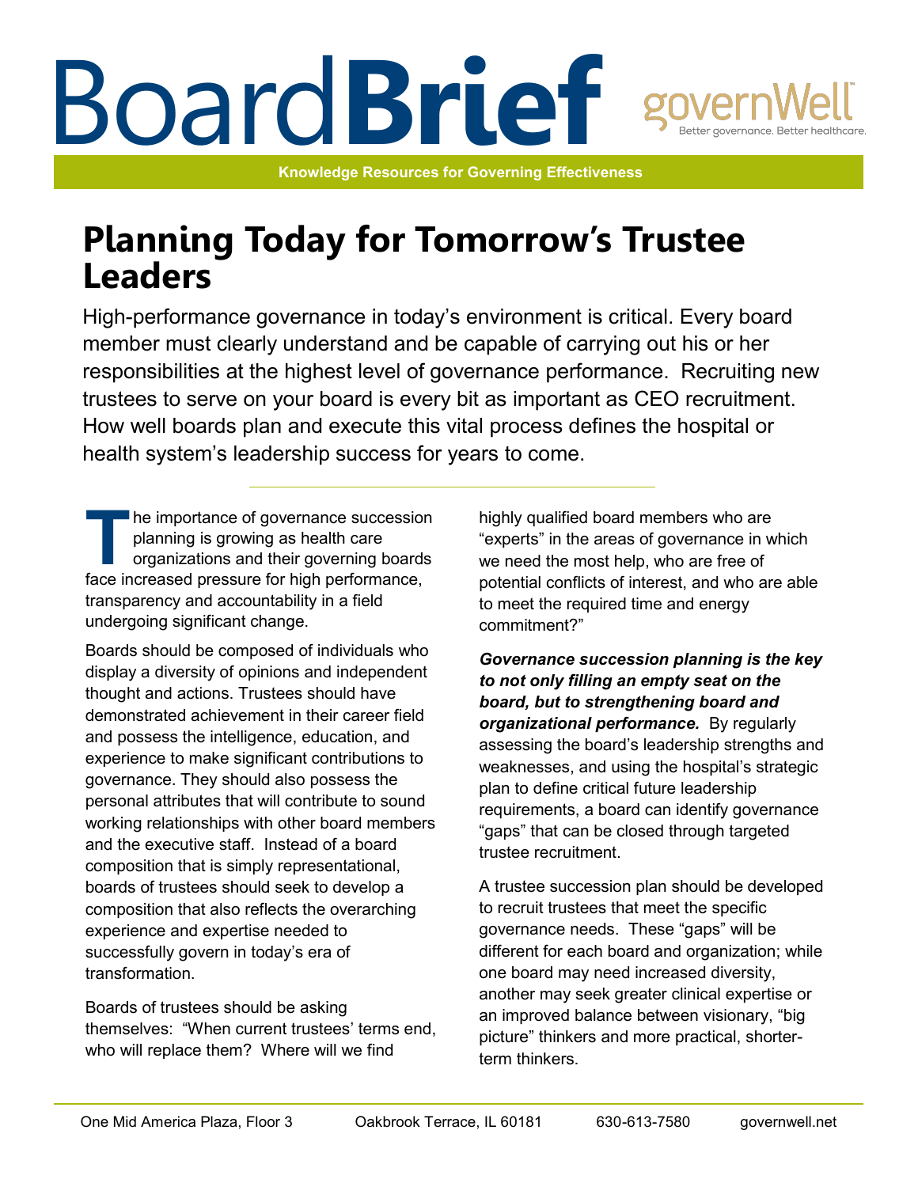# BoardBrief

governWell — Better governance. Better healthcare.

**Knowledge Resources for Governing Effectiveness**

## Planning Today for Tomorrow's Trustee Leaders

High-performance governance in today's environment is critical. Every board member must clearly understand and be capable of carrying out his or her responsibilities at the highest level of governance performance. Recruiting new trustees to serve on your board is every bit as important as CEO recruitment. How well boards plan and execute this vital process defines the hospital or health system's leadership success for years to come.

---

The importance of governance succession planning is growing as health care organizations and their governing boards face increased pressure for high performance, transparency and accountability in a field undergoing significant change.

Boards should be composed of individuals who display a diversity of opinions and independent thought and actions. Trustees should have demonstrated achievement in their career field and possess the intelligence, education, and experience to make significant contributions to governance. They should also possess the personal attributes that will contribute to sound working relationships with other board members and the executive staff. Instead of a board composition that is simply representational, boards of trustees should seek to develop a composition that also reflects the overarching experience and expertise needed to successfully govern in today's era of transformation.

Boards of trustees should be asking themselves: "When current trustees' terms end, who will replace them? Where will we find highly qualified board members who are "experts" in the areas of governance in which we need the most help, who are free of potential conflicts of interest, and who are able to meet the required time and energy commitment?"

***Governance succession planning is the key to not only filling an empty seat on the board, but to strengthening board and organizational performance.*** By regularly assessing the board's leadership strengths and weaknesses, and using the hospital's strategic plan to define critical future leadership requirements, a board can identify governance "gaps" that can be closed through targeted trustee recruitment.

A trustee succession plan should be developed to recruit trustees that meet the specific governance needs. These "gaps" will be different for each board and organization; while one board may need increased diversity, another may seek greater clinical expertise or an improved balance between visionary, "big picture" thinkers and more practical, shorter-term thinkers.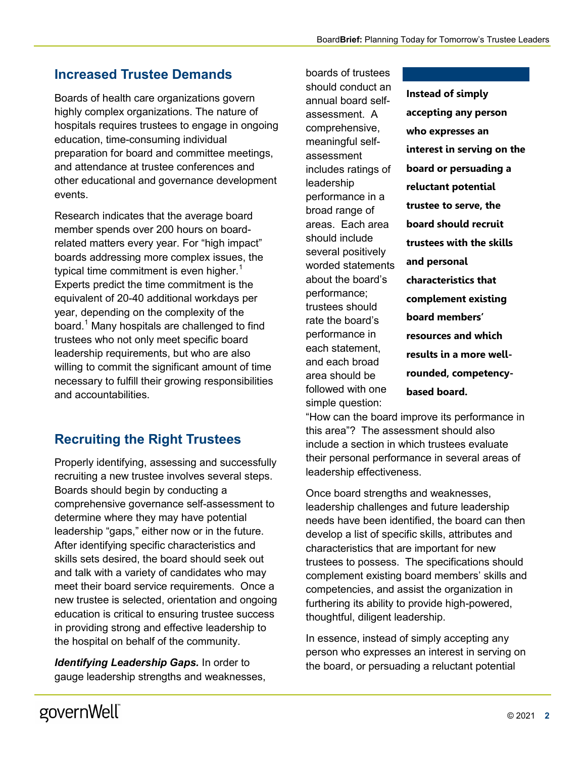## Increased Trustee Demands

Boards of health care organizations govern highly complex organizations. The nature of hospitals requires trustees to engage in ongoing education, time-consuming individual preparation for board and committee meetings, and attendance at trustee conferences and other educational and governance development events.

Research indicates that the average board member spends over 200 hours on board-related matters every year. For "high impact" boards addressing more complex issues, the typical time commitment is even higher.[1] Experts predict the time commitment is the equivalent of 20-40 additional workdays per year, depending on the complexity of the board.[1] Many hospitals are challenged to find trustees who not only meet specific board leadership requirements, but who are also willing to commit the significant amount of time necessary to fulfill their growing responsibilities and accountabilities.

## Recruiting the Right Trustees

Properly identifying, assessing and successfully recruiting a new trustee involves several steps. Boards should begin by conducting a comprehensive governance self-assessment to determine where they may have potential leadership "gaps," either now or in the future. After identifying specific characteristics and skills sets desired, the board should seek out and talk with a variety of candidates who may meet their board service requirements. Once a new trustee is selected, orientation and ongoing education is critical to ensuring trustee success in providing strong and effective leadership to the hospital on behalf of the community.

***Identifying Leadership Gaps.*** In order to gauge leadership strengths and weaknesses, boards of trustees should conduct an annual board self-assessment. A comprehensive, meaningful self-assessment includes ratings of leadership performance in a broad range of areas. Each area should include several positively worded statements about the board's performance; trustees should rate the board's performance in each statement, and each broad area should be followed with one simple question: "How can the board improve its performance in this area"? The assessment should also include a section in which trustees evaluate their personal performance in several areas of leadership effectiveness.

> **Instead of simply accepting any person who expresses an interest in serving on the board or persuading a reluctant potential trustee to serve, the board should recruit trustees with the skills and personal characteristics that complement existing board members' resources and which results in a more well-rounded, competency-based board.**

Once board strengths and weaknesses, leadership challenges and future leadership needs have been identified, the board can then develop a list of specific skills, attributes and characteristics that are important for new trustees to possess. The specifications should complement existing board members' skills and competencies, and assist the organization in furthering its ability to provide high-powered, thoughtful, diligent leadership.

In essence, instead of simply accepting any person who expresses an interest in serving on the board, or persuading a reluctant potential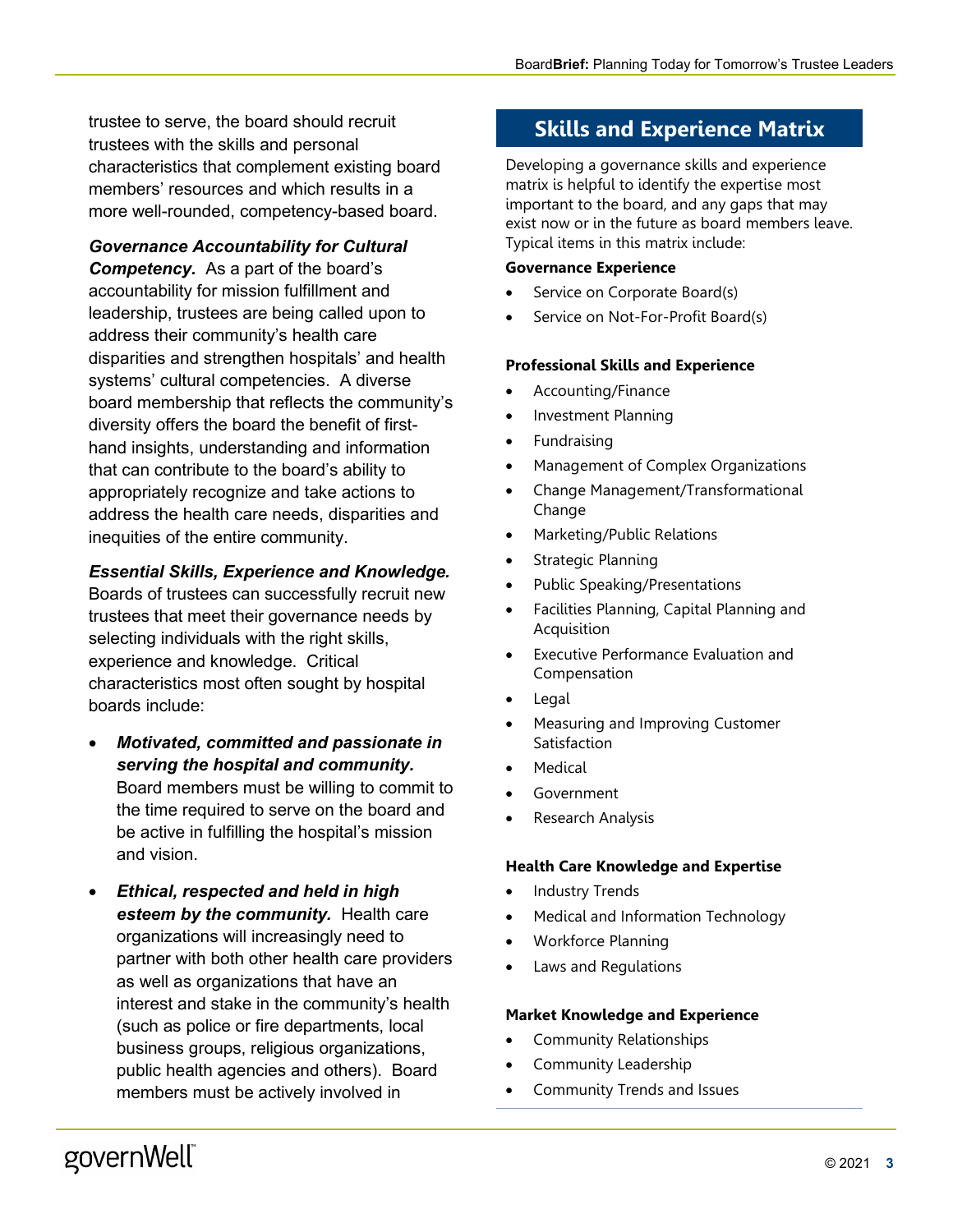trustee to serve, the board should recruit trustees with the skills and personal characteristics that complement existing board members' resources and which results in a more well-rounded, competency-based board.

***Governance Accountability for Cultural Competency.*** As a part of the board's accountability for mission fulfillment and leadership, trustees are being called upon to address their community's health care disparities and strengthen hospitals' and health systems' cultural competencies. A diverse board membership that reflects the community's diversity offers the board the benefit of first-hand insights, understanding and information that can contribute to the board's ability to appropriately recognize and take actions to address the health care needs, disparities and inequities of the entire community.

***Essential Skills, Experience and Knowledge.*** Boards of trustees can successfully recruit new trustees that meet their governance needs by selecting individuals with the right skills, experience and knowledge. Critical characteristics most often sought by hospital boards include:

- ***Motivated, committed and passionate in serving the hospital and community.*** Board members must be willing to commit to the time required to serve on the board and be active in fulfilling the hospital's mission and vision.
- ***Ethical, respected and held in high esteem by the community.*** Health care organizations will increasingly need to partner with both other health care providers as well as organizations that have an interest and stake in the community's health (such as police or fire departments, local business groups, religious organizations, public health agencies and others). Board members must be actively involved in

## Skills and Experience Matrix

Developing a governance skills and experience matrix is helpful to identify the expertise most important to the board, and any gaps that may exist now or in the future as board members leave. Typical items in this matrix include:

**Governance Experience**

- Service on Corporate Board(s)
- Service on Not-For-Profit Board(s)

**Professional Skills and Experience**

- Accounting/Finance
- Investment Planning
- Fundraising
- Management of Complex Organizations
- Change Management/Transformational Change
- Marketing/Public Relations
- Strategic Planning
- Public Speaking/Presentations
- Facilities Planning, Capital Planning and Acquisition
- Executive Performance Evaluation and Compensation
- Legal
- Measuring and Improving Customer Satisfaction
- Medical
- Government
- Research Analysis

**Health Care Knowledge and Expertise**

- Industry Trends
- Medical and Information Technology
- Workforce Planning
- Laws and Regulations

**Market Knowledge and Experience**

- Community Relationships
- Community Leadership
- Community Trends and Issues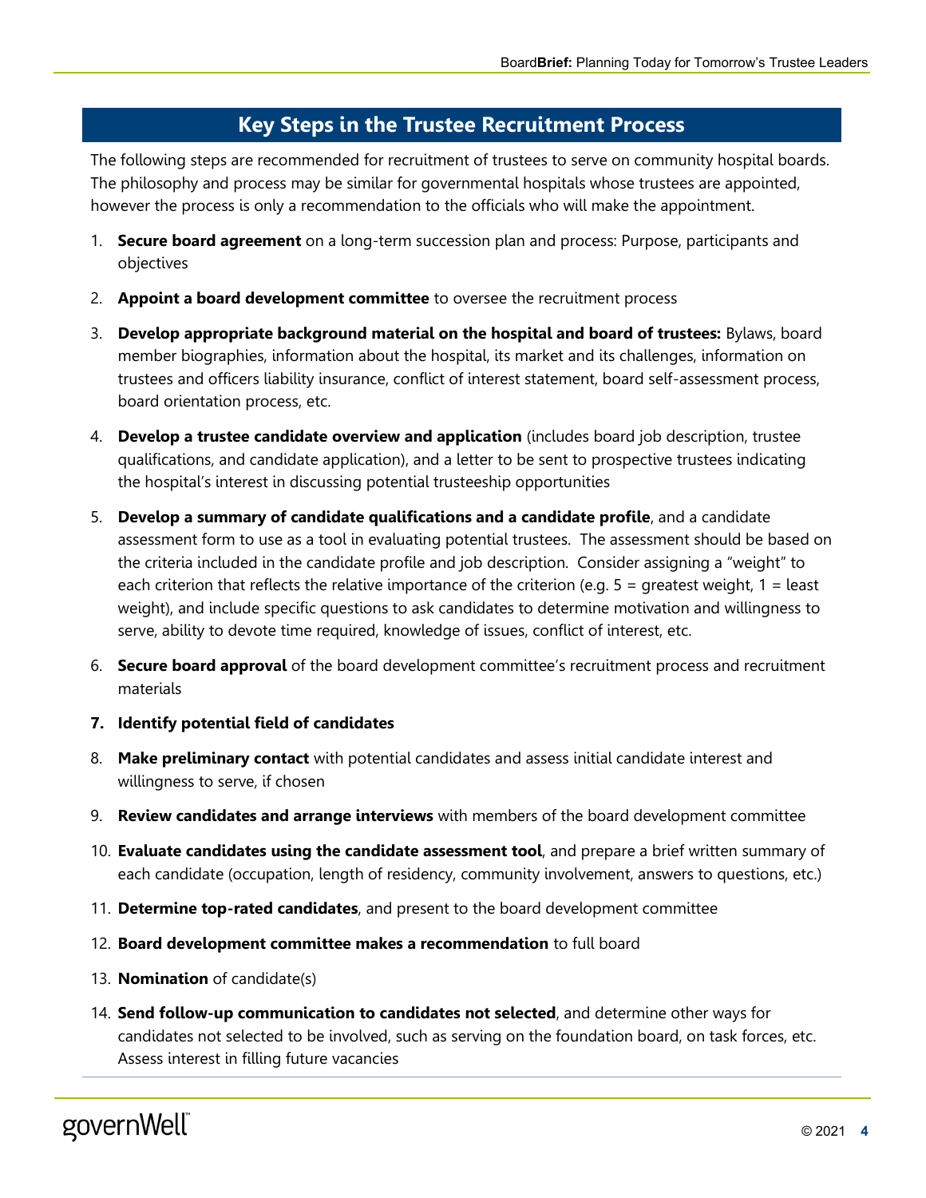## Key Steps in the Trustee Recruitment Process

The following steps are recommended for recruitment of trustees to serve on community hospital boards. The philosophy and process may be similar for governmental hospitals whose trustees are appointed, however the process is only a recommendation to the officials who will make the appointment.

1. **Secure board agreement** on a long-term succession plan and process: Purpose, participants and objectives
2. **Appoint a board development committee** to oversee the recruitment process
3. **Develop appropriate background material on the hospital and board of trustees:** Bylaws, board member biographies, information about the hospital, its market and its challenges, information on trustees and officers liability insurance, conflict of interest statement, board self-assessment process, board orientation process, etc.
4. **Develop a trustee candidate overview and application** (includes board job description, trustee qualifications, and candidate application), and a letter to be sent to prospective trustees indicating the hospital's interest in discussing potential trusteeship opportunities
5. **Develop a summary of candidate qualifications and a candidate profile**, and a candidate assessment form to use as a tool in evaluating potential trustees. The assessment should be based on the criteria included in the candidate profile and job description. Consider assigning a "weight" to each criterion that reflects the relative importance of the criterion (e.g. 5 = greatest weight, 1 = least weight), and include specific questions to ask candidates to determine motivation and willingness to serve, ability to devote time required, knowledge of issues, conflict of interest, etc.
6. **Secure board approval** of the board development committee's recruitment process and recruitment materials
7. **Identify potential field of candidates**
8. **Make preliminary contact** with potential candidates and assess initial candidate interest and willingness to serve, if chosen
9. **Review candidates and arrange interviews** with members of the board development committee
10. **Evaluate candidates using the candidate assessment tool**, and prepare a brief written summary of each candidate (occupation, length of residency, community involvement, answers to questions, etc.)
11. **Determine top-rated candidates**, and present to the board development committee
12. **Board development committee makes a recommendation** to full board
13. **Nomination** of candidate(s)
14. **Send follow-up communication to candidates not selected**, and determine other ways for candidates not selected to be involved, such as serving on the foundation board, on task forces, etc. Assess interest in filling future vacancies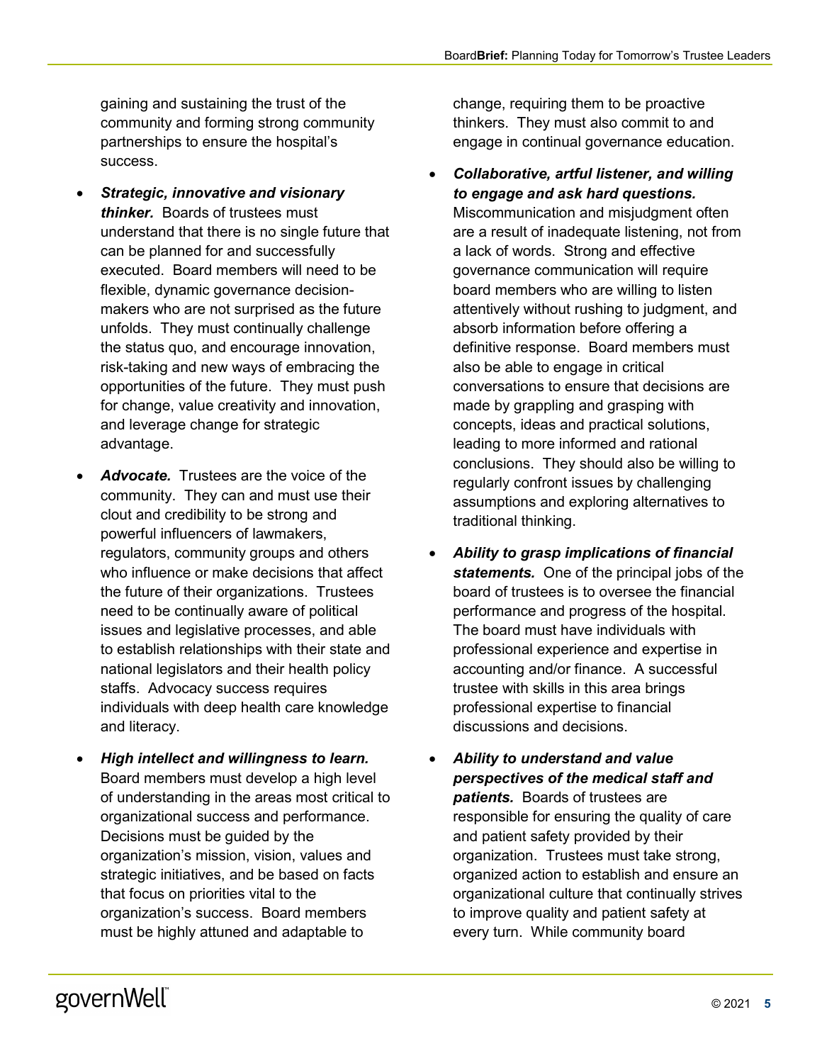gaining and sustaining the trust of the community and forming strong community partnerships to ensure the hospital's success.

- ***Strategic, innovative and visionary thinker.*** Boards of trustees must understand that there is no single future that can be planned for and successfully executed. Board members will need to be flexible, dynamic governance decision-makers who are not surprised as the future unfolds. They must continually challenge the status quo, and encourage innovation, risk-taking and new ways of embracing the opportunities of the future. They must push for change, value creativity and innovation, and leverage change for strategic advantage.
- ***Advocate.*** Trustees are the voice of the community. They can and must use their clout and credibility to be strong and powerful influencers of lawmakers, regulators, community groups and others who influence or make decisions that affect the future of their organizations. Trustees need to be continually aware of political issues and legislative processes, and able to establish relationships with their state and national legislators and their health policy staffs. Advocacy success requires individuals with deep health care knowledge and literacy.
- ***High intellect and willingness to learn.*** Board members must develop a high level of understanding in the areas most critical to organizational success and performance. Decisions must be guided by the organization's mission, vision, values and strategic initiatives, and be based on facts that focus on priorities vital to the organization's success. Board members must be highly attuned and adaptable to change, requiring them to be proactive thinkers. They must also commit to and engage in continual governance education.
- ***Collaborative, artful listener, and willing to engage and ask hard questions.*** Miscommunication and misjudgment often are a result of inadequate listening, not from a lack of words. Strong and effective governance communication will require board members who are willing to listen attentively without rushing to judgment, and absorb information before offering a definitive response. Board members must also be able to engage in critical conversations to ensure that decisions are made by grappling and grasping with concepts, ideas and practical solutions, leading to more informed and rational conclusions. They should also be willing to regularly confront issues by challenging assumptions and exploring alternatives to traditional thinking.
- ***Ability to grasp implications of financial statements.*** One of the principal jobs of the board of trustees is to oversee the financial performance and progress of the hospital. The board must have individuals with professional experience and expertise in accounting and/or finance. A successful trustee with skills in this area brings professional expertise to financial discussions and decisions.
- ***Ability to understand and value perspectives of the medical staff and patients.*** Boards of trustees are responsible for ensuring the quality of care and patient safety provided by their organization. Trustees must take strong, organized action to establish and ensure an organizational culture that continually strives to improve quality and patient safety at every turn. While community board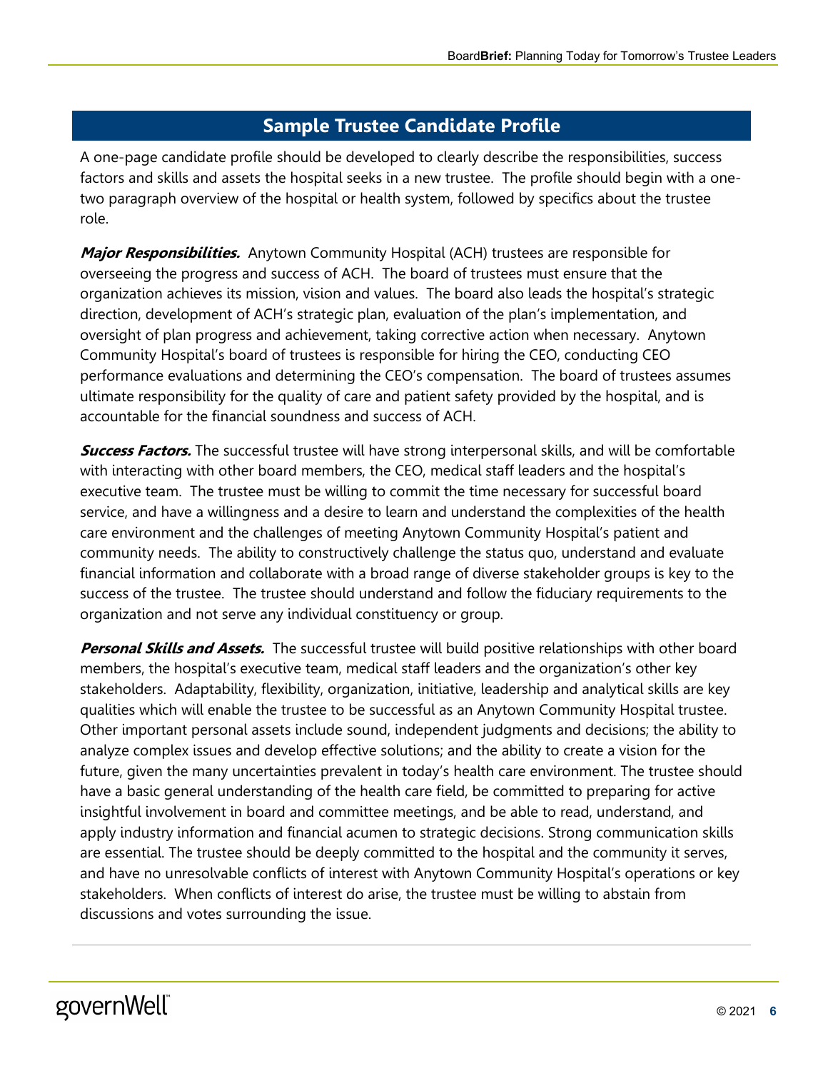## Sample Trustee Candidate Profile

A one-page candidate profile should be developed to clearly describe the responsibilities, success factors and skills and assets the hospital seeks in a new trustee. The profile should begin with a one-two paragraph overview of the hospital or health system, followed by specifics about the trustee role.

***Major Responsibilities.*** Anytown Community Hospital (ACH) trustees are responsible for overseeing the progress and success of ACH. The board of trustees must ensure that the organization achieves its mission, vision and values. The board also leads the hospital's strategic direction, development of ACH's strategic plan, evaluation of the plan's implementation, and oversight of plan progress and achievement, taking corrective action when necessary. Anytown Community Hospital's board of trustees is responsible for hiring the CEO, conducting CEO performance evaluations and determining the CEO's compensation. The board of trustees assumes ultimate responsibility for the quality of care and patient safety provided by the hospital, and is accountable for the financial soundness and success of ACH.

***Success Factors.*** The successful trustee will have strong interpersonal skills, and will be comfortable with interacting with other board members, the CEO, medical staff leaders and the hospital's executive team. The trustee must be willing to commit the time necessary for successful board service, and have a willingness and a desire to learn and understand the complexities of the health care environment and the challenges of meeting Anytown Community Hospital's patient and community needs. The ability to constructively challenge the status quo, understand and evaluate financial information and collaborate with a broad range of diverse stakeholder groups is key to the success of the trustee. The trustee should understand and follow the fiduciary requirements to the organization and not serve any individual constituency or group.

***Personal Skills and Assets.*** The successful trustee will build positive relationships with other board members, the hospital's executive team, medical staff leaders and the organization's other key stakeholders. Adaptability, flexibility, organization, initiative, leadership and analytical skills are key qualities which will enable the trustee to be successful as an Anytown Community Hospital trustee. Other important personal assets include sound, independent judgments and decisions; the ability to analyze complex issues and develop effective solutions; and the ability to create a vision for the future, given the many uncertainties prevalent in today's health care environment. The trustee should have a basic general understanding of the health care field, be committed to preparing for active insightful involvement in board and committee meetings, and be able to read, understand, and apply industry information and financial acumen to strategic decisions. Strong communication skills are essential. The trustee should be deeply committed to the hospital and the community it serves, and have no unresolvable conflicts of interest with Anytown Community Hospital's operations or key stakeholders. When conflicts of interest do arise, the trustee must be willing to abstain from discussions and votes surrounding the issue.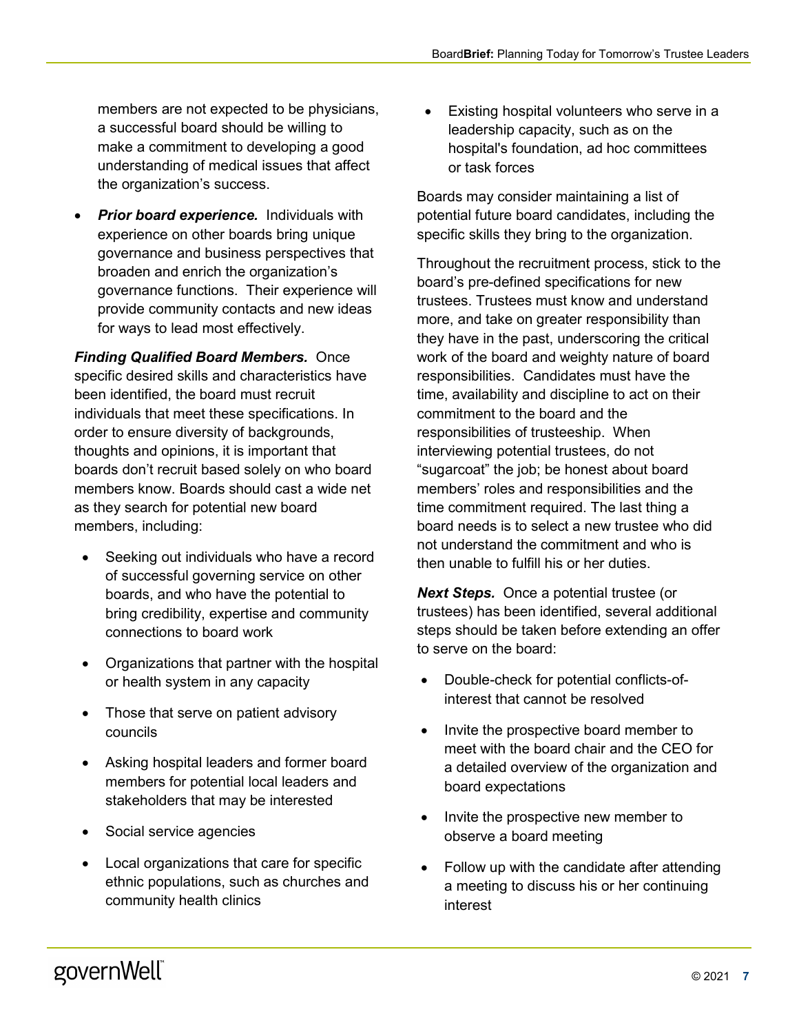members are not expected to be physicians, a successful board should be willing to make a commitment to developing a good understanding of medical issues that affect the organization's success.

- ***Prior board experience.*** Individuals with experience on other boards bring unique governance and business perspectives that broaden and enrich the organization's governance functions. Their experience will provide community contacts and new ideas for ways to lead most effectively.

***Finding Qualified Board Members.*** Once specific desired skills and characteristics have been identified, the board must recruit individuals that meet these specifications. In order to ensure diversity of backgrounds, thoughts and opinions, it is important that boards don't recruit based solely on who board members know. Boards should cast a wide net as they search for potential new board members, including:

- Seeking out individuals who have a record of successful governing service on other boards, and who have the potential to bring credibility, expertise and community connections to board work
- Organizations that partner with the hospital or health system in any capacity
- Those that serve on patient advisory councils
- Asking hospital leaders and former board members for potential local leaders and stakeholders that may be interested
- Social service agencies
- Local organizations that care for specific ethnic populations, such as churches and community health clinics
- Existing hospital volunteers who serve in a leadership capacity, such as on the hospital's foundation, ad hoc committees or task forces

Boards may consider maintaining a list of potential future board candidates, including the specific skills they bring to the organization.

Throughout the recruitment process, stick to the board's pre-defined specifications for new trustees. Trustees must know and understand more, and take on greater responsibility than they have in the past, underscoring the critical work of the board and weighty nature of board responsibilities. Candidates must have the time, availability and discipline to act on their commitment to the board and the responsibilities of trusteeship. When interviewing potential trustees, do not "sugarcoat" the job; be honest about board members' roles and responsibilities and the time commitment required. The last thing a board needs is to select a new trustee who did not understand the commitment and who is then unable to fulfill his or her duties.

***Next Steps.*** Once a potential trustee (or trustees) has been identified, several additional steps should be taken before extending an offer to serve on the board:

- Double-check for potential conflicts-of-interest that cannot be resolved
- Invite the prospective board member to meet with the board chair and the CEO for a detailed overview of the organization and board expectations
- Invite the prospective new member to observe a board meeting
- Follow up with the candidate after attending a meeting to discuss his or her continuing interest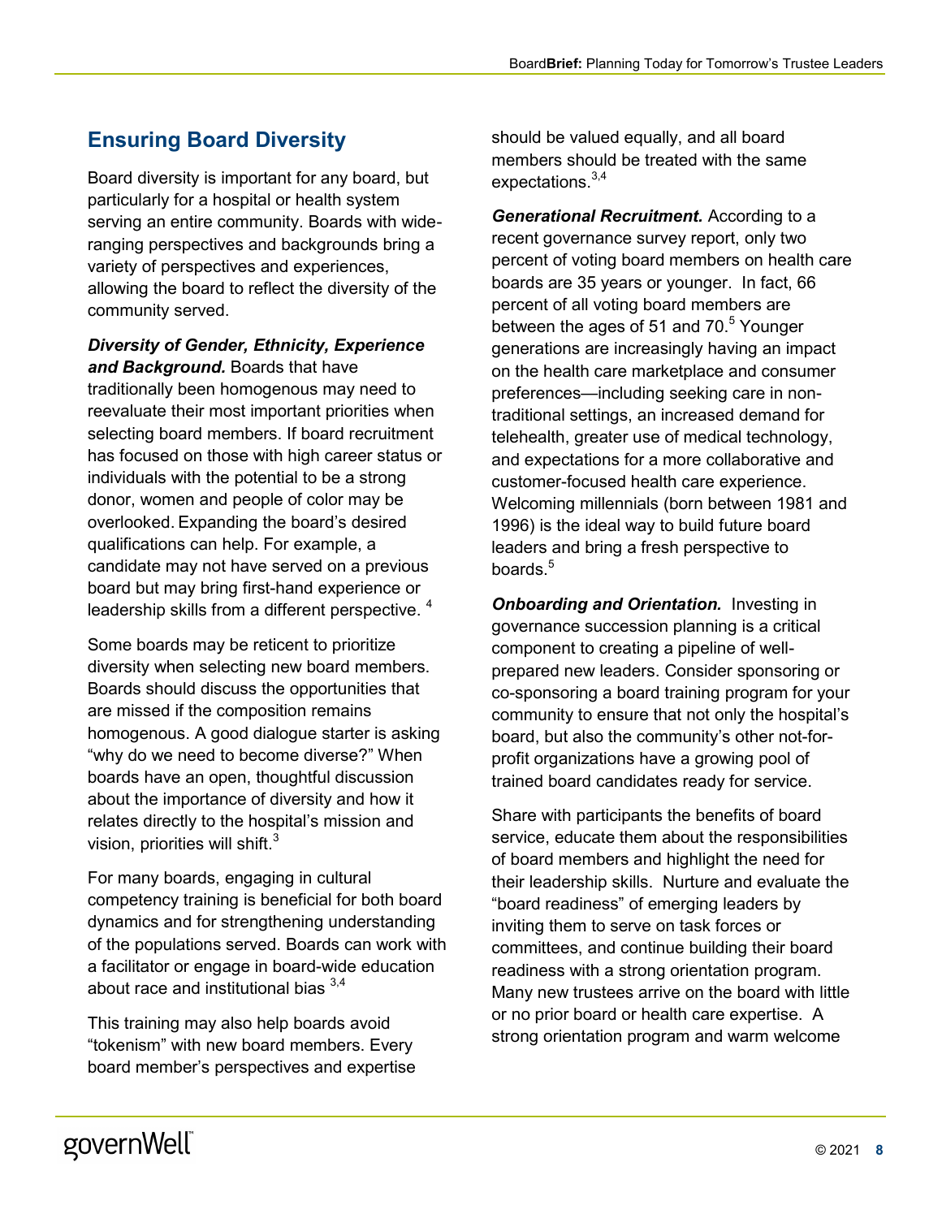## Ensuring Board Diversity

Board diversity is important for any board, but particularly for a hospital or health system serving an entire community. Boards with wide-ranging perspectives and backgrounds bring a variety of perspectives and experiences, allowing the board to reflect the diversity of the community served.

***Diversity of Gender, Ethnicity, Experience and Background.*** Boards that have traditionally been homogenous may need to reevaluate their most important priorities when selecting board members. If board recruitment has focused on those with high career status or individuals with the potential to be a strong donor, women and people of color may be overlooked. Expanding the board's desired qualifications can help. For example, a candidate may not have served on a previous board but may bring first-hand experience or leadership skills from a different perspective. [4]

Some boards may be reticent to prioritize diversity when selecting new board members. Boards should discuss the opportunities that are missed if the composition remains homogenous. A good dialogue starter is asking "why do we need to become diverse?" When boards have an open, thoughtful discussion about the importance of diversity and how it relates directly to the hospital's mission and vision, priorities will shift.[3]

For many boards, engaging in cultural competency training is beneficial for both board dynamics and for strengthening understanding of the populations served. Boards can work with a facilitator or engage in board-wide education about race and institutional bias [3,4]

This training may also help boards avoid "tokenism" with new board members. Every board member's perspectives and expertise should be valued equally, and all board members should be treated with the same expectations.[3,4]

***Generational Recruitment.*** According to a recent governance survey report, only two percent of voting board members on health care boards are 35 years or younger. In fact, 66 percent of all voting board members are between the ages of 51 and 70.[5] Younger generations are increasingly having an impact on the health care marketplace and consumer preferences—including seeking care in non-traditional settings, an increased demand for telehealth, greater use of medical technology, and expectations for a more collaborative and customer-focused health care experience. Welcoming millennials (born between 1981 and 1996) is the ideal way to build future board leaders and bring a fresh perspective to boards.[5]

***Onboarding and Orientation.*** Investing in governance succession planning is a critical component to creating a pipeline of well-prepared new leaders. Consider sponsoring or co-sponsoring a board training program for your community to ensure that not only the hospital's board, but also the community's other not-for-profit organizations have a growing pool of trained board candidates ready for service.

Share with participants the benefits of board service, educate them about the responsibilities of board members and highlight the need for their leadership skills. Nurture and evaluate the "board readiness" of emerging leaders by inviting them to serve on task forces or committees, and continue building their board readiness with a strong orientation program. Many new trustees arrive on the board with little or no prior board or health care expertise. A strong orientation program and warm welcome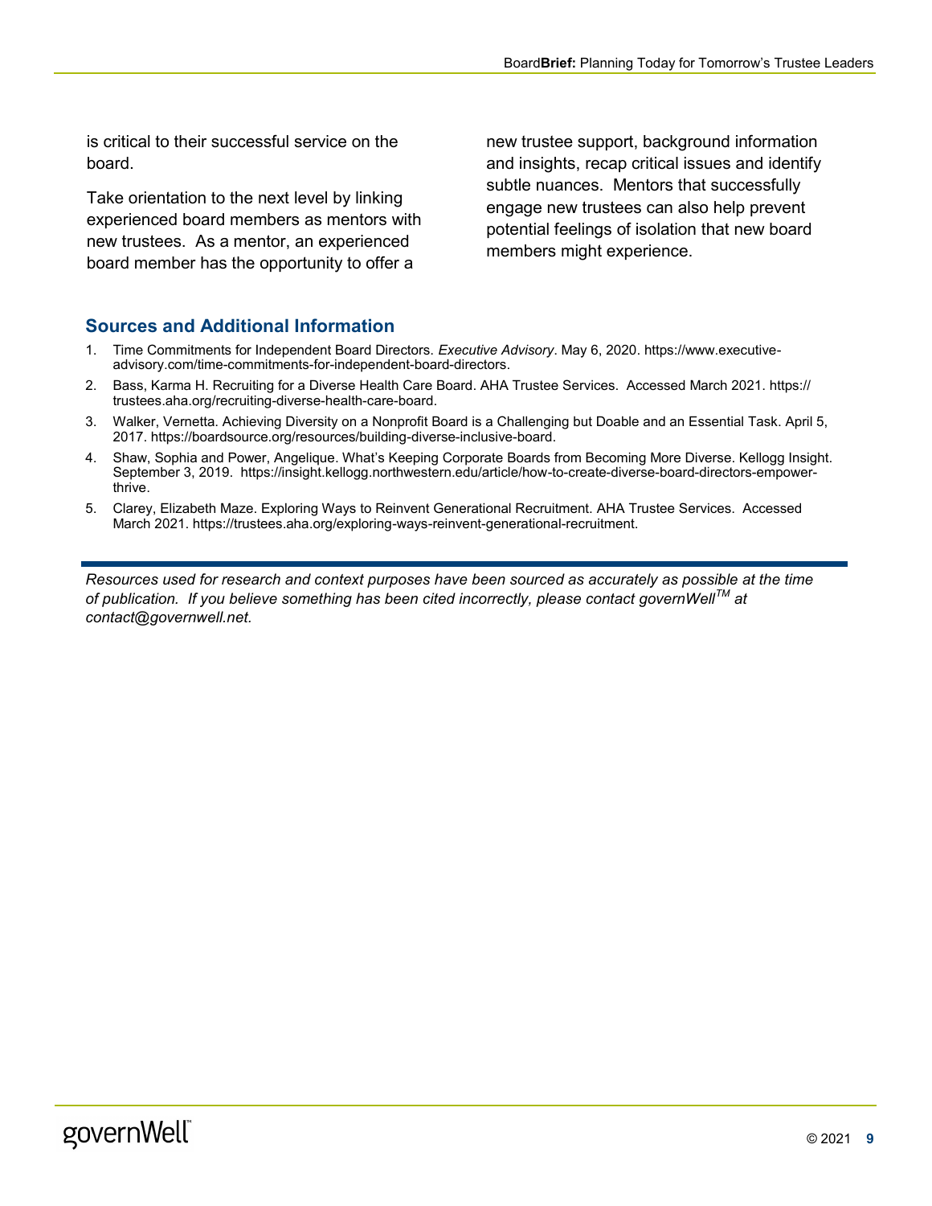is critical to their successful service on the board.

Take orientation to the next level by linking experienced board members as mentors with new trustees. As a mentor, an experienced board member has the opportunity to offer a new trustee support, background information and insights, recap critical issues and identify subtle nuances. Mentors that successfully engage new trustees can also help prevent potential feelings of isolation that new board members might experience.

## Sources and Additional Information

1. Time Commitments for Independent Board Directors. *Executive Advisory*. May 6, 2020. https://www.executive-advisory.com/time-commitments-for-independent-board-directors.
2. Bass, Karma H. Recruiting for a Diverse Health Care Board. AHA Trustee Services. Accessed March 2021. https://trustees.aha.org/recruiting-diverse-health-care-board.
3. Walker, Vernetta. Achieving Diversity on a Nonprofit Board is a Challenging but Doable and an Essential Task. April 5, 2017. https://boardsource.org/resources/building-diverse-inclusive-board.
4. Shaw, Sophia and Power, Angelique. What's Keeping Corporate Boards from Becoming More Diverse. Kellogg Insight. September 3, 2019. https://insight.kellogg.northwestern.edu/article/how-to-create-diverse-board-directors-empower-thrive.
5. Clarey, Elizabeth Maze. Exploring Ways to Reinvent Generational Recruitment. AHA Trustee Services. Accessed March 2021. https://trustees.aha.org/exploring-ways-reinvent-generational-recruitment.

---

*Resources used for research and context purposes have been sourced as accurately as possible at the time of publication. If you believe something has been cited incorrectly, please contact governWell™ at contact@governwell.net.*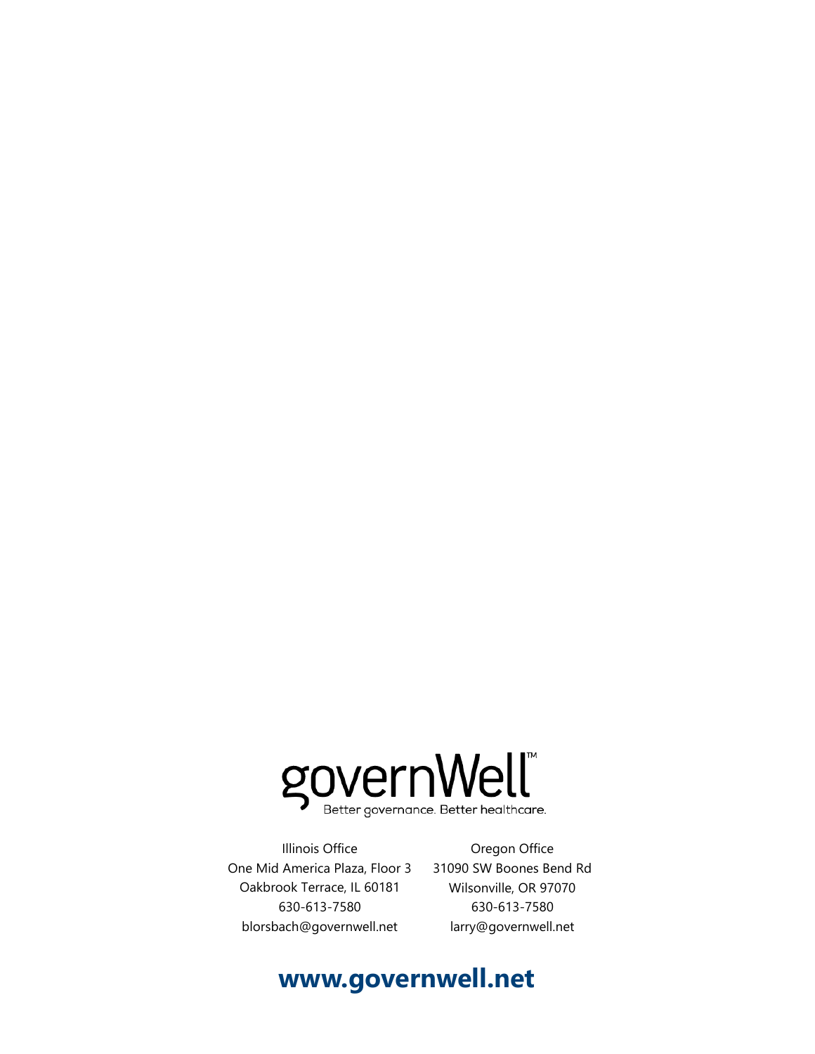governWell™

Better governance. Better healthcare.

Illinois Office
One Mid America Plaza, Floor 3
Oakbrook Terrace, IL 60181
630-613-7580
blorsbach@governwell.net

Oregon Office
31090 SW Boones Bend Rd
Wilsonville, OR 97070
630-613-7580
larry@governwell.net

**www.governwell.net**